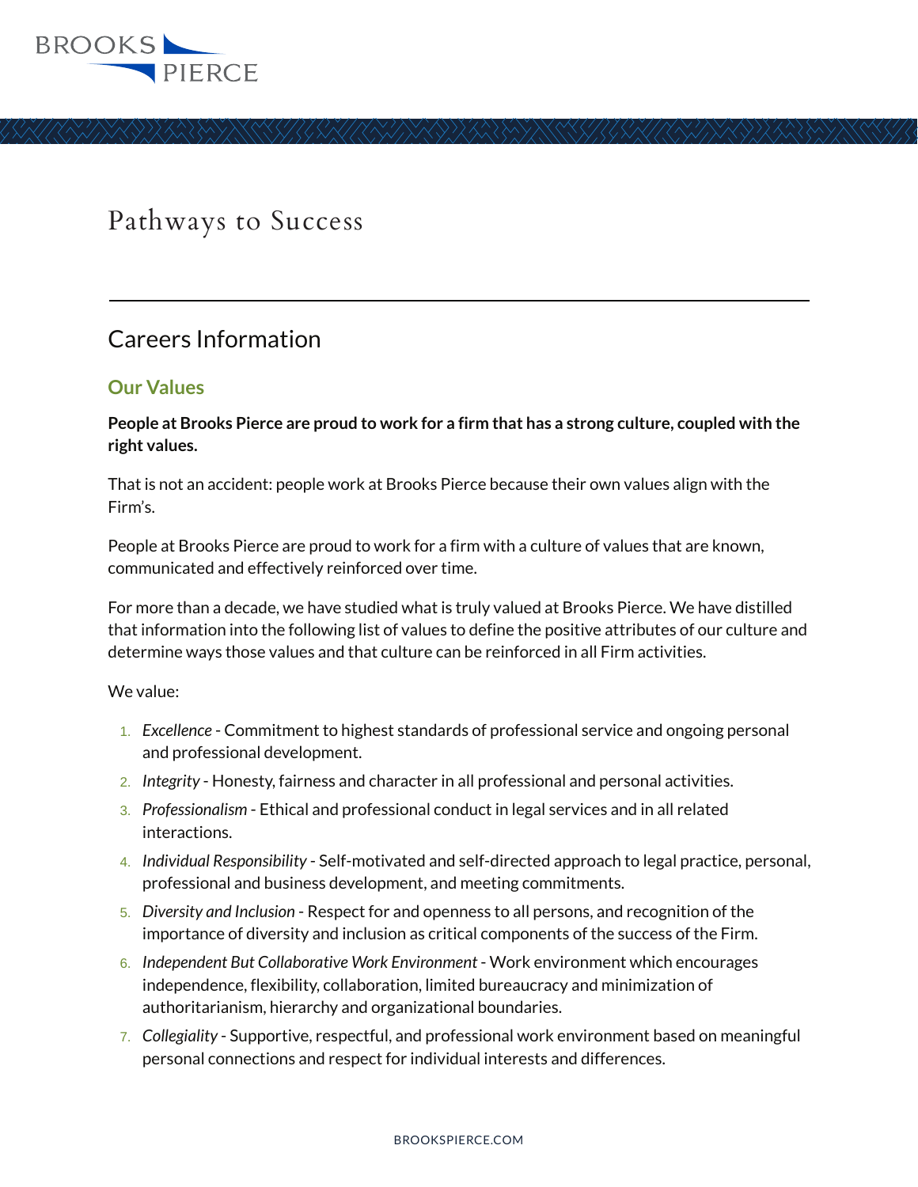BROOKS PIERCE

# Pathways to Success

## Careers Information

### Our Values

**People at Brooks Pierce are proud to work for a firm that has a strong culture, coupled with the right values.**

That is not an accident: people work at Brooks Pierce because their own values align with the Firm's.

People at Brooks Pierce are proud to work for a firm with a culture of values that are known, communicated and effectively reinforced over time.

For more than a decade, we have studied what is truly valued at Brooks Pierce. We have distilled that information into the following list of values to define the positive attributes of our culture and determine ways those values and that culture can be reinforced in all Firm activities.

We value:

1. *Excellence* - Commitment to highest standards of professional service and ongoing personal and professional development.
2. *Integrity* - Honesty, fairness and character in all professional and personal activities.
3. *Professionalism* - Ethical and professional conduct in legal services and in all related interactions.
4. *Individual Responsibility* - Self-motivated and self-directed approach to legal practice, personal, professional and business development, and meeting commitments.
5. *Diversity and Inclusion* - Respect for and openness to all persons, and recognition of the importance of diversity and inclusion as critical components of the success of the Firm.
6. *Independent But Collaborative Work Environment* - Work environment which encourages independence, flexibility, collaboration, limited bureaucracy and minimization of authoritarianism, hierarchy and organizational boundaries.
7. *Collegiality* - Supportive, respectful, and professional work environment based on meaningful personal connections and respect for individual interests and differences.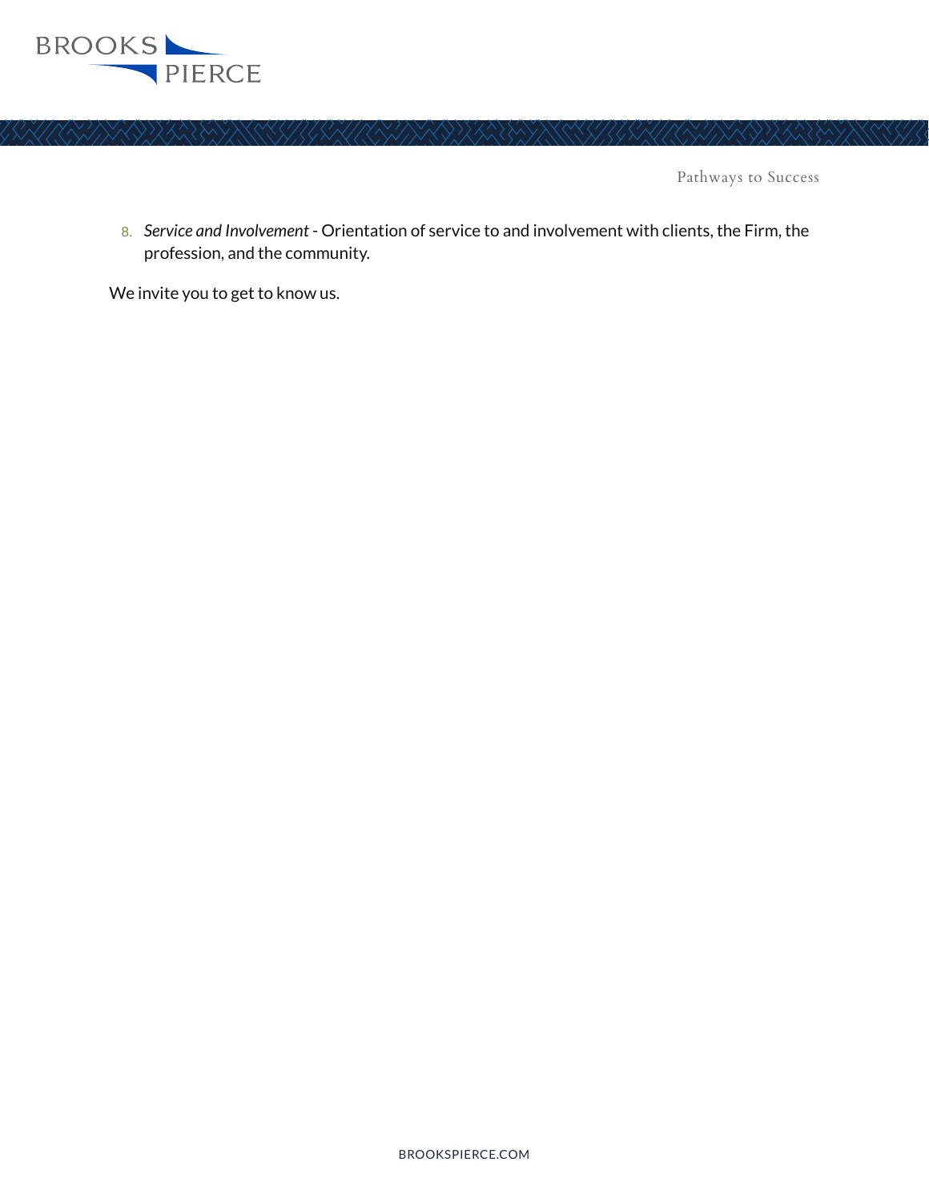8. *Service and Involvement* - Orientation of service to and involvement with clients, the Firm, the profession, and the community.

We invite you to get to know us.